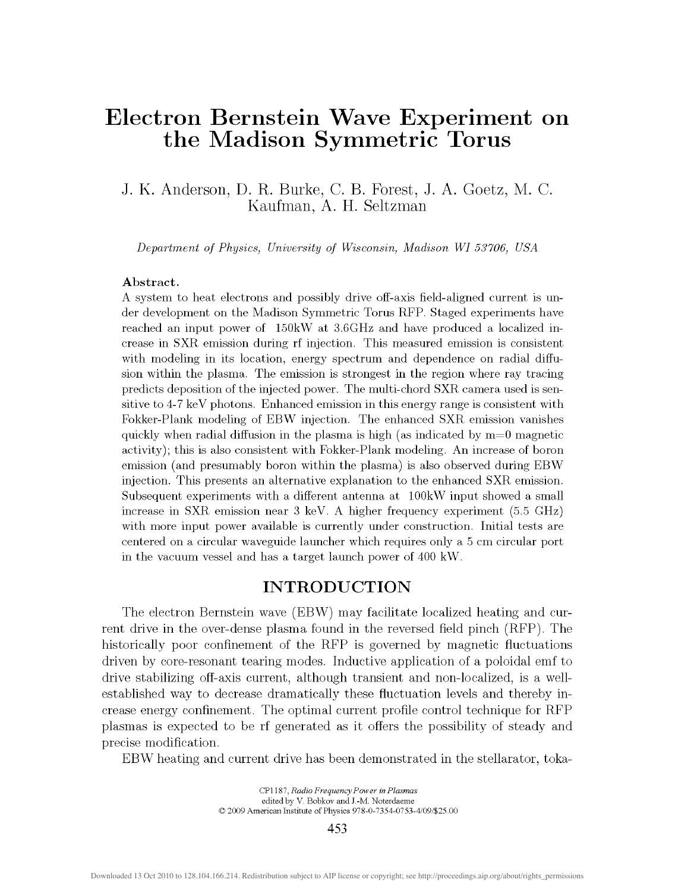# Electron Bernstein Wave Experiment on the Madison Symmetric Torus

J. K. Anderson, D. R. Burke, C. B. Forest, J. A. Goetz, M. C. Kaufman, A. H. Seltzman

*Department of Physics, University of Wisconsin, Madison WI 53706, USA*

**Abstract.**
A system to heat electrons and possibly drive off-axis field-aligned current is under development on the Madison Symmetric Torus RFP. Staged experiments have reached an input power of 150kW at 3.6GHz and have produced a localized increase in SXR emission during rf injection. This measured emission is consistent with modeling in its location, energy spectrum and dependence on radial diffusion within the plasma. The emission is strongest in the region where ray tracing predicts deposition of the injected power. The multi-chord SXR camera used is sensitive to 4-7 keV photons. Enhanced emission in this energy range is consistent with Fokker-Plank modeling of EBW injection. The enhanced SXR emission vanishes quickly when radial diffusion in the plasma is high (as indicated by m=0 magnetic activity); this is also consistent with Fokker-Plank modeling. An increase of boron emission (and presumably boron within the plasma) is also observed during EBW injection. This presents an alternative explanation to the enhanced SXR emission. Subsequent experiments with a different antenna at 100kW input showed a small increase in SXR emission near 3 keV. A higher frequency experiment (5.5 GHz) with more input power available is currently under construction. Initial tests are centered on a circular waveguide launcher which requires only a 5 cm circular port in the vacuum vessel and has a target launch power of 400 kW.

## INTRODUCTION

The electron Bernstein wave (EBW) may facilitate localized heating and current drive in the over-dense plasma found in the reversed field pinch (RFP). The historically poor confinement of the RFP is governed by magnetic fluctuations driven by core-resonant tearing modes. Inductive application of a poloidal emf to drive stabilizing off-axis current, although transient and non-localized, is a well-established way to decrease dramatically these fluctuation levels and thereby increase energy confinement. The optimal current profile control technique for RFP plasmas is expected to be rf generated as it offers the possibility of steady and precise modification.

EBW heating and current drive has been demonstrated in the stellarator, toka-

CP1187, *Radio Frequency Power in Plasmas*
edited by V. Bobkov and J.-M. Noterdaeme
© 2009 American Institute of Physics 978-0-7354-0753-4/09/$25.00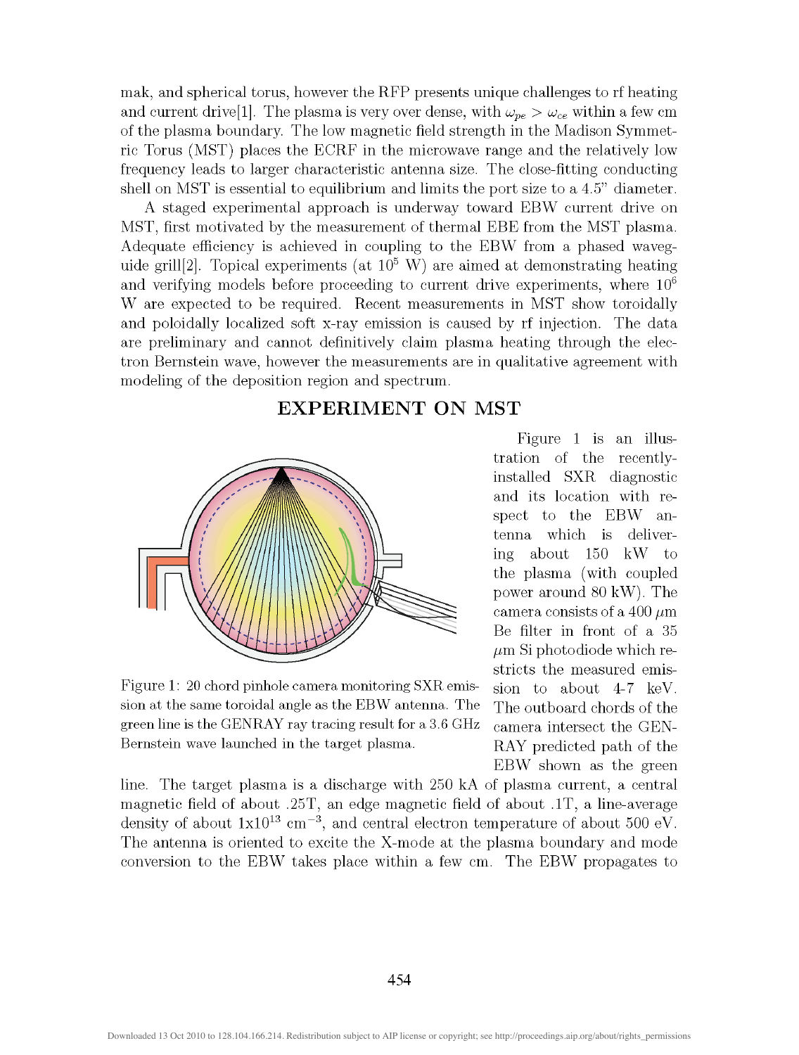mak, and spherical torus, however the RFP presents unique challenges to rf heating and current drive[1]. The plasma is very over dense, with $\omega_{pe} > \omega_{ce}$ within a few cm of the plasma boundary. The low magnetic field strength in the Madison Symmetric Torus (MST) places the ECRF in the microwave range and the relatively low frequency leads to larger characteristic antenna size. The close-fitting conducting shell on MST is essential to equilibrium and limits the port size to a 4.5" diameter.

A staged experimental approach is underway toward EBW current drive on MST, first motivated by the measurement of thermal EBE from the MST plasma. Adequate efficiency is achieved in coupling to the EBW from a phased waveguide grill[2]. Topical experiments (at $10^5$ W) are aimed at demonstrating heating and verifying models before proceeding to current drive experiments, where $10^6$ W are expected to be required. Recent measurements in MST show toroidally and poloidally localized soft x-ray emission is caused by rf injection. The data are preliminary and cannot definitively claim plasma heating through the electron Bernstein wave, however the measurements are in qualitative agreement with modeling of the deposition region and spectrum.

## EXPERIMENT ON MST

Figure 1: 20 chord pinhole camera monitoring SXR emission at the same toroidal angle as the EBW antenna. The green line is the GENRAY ray tracing result for a 3.6 GHz Bernstein wave launched in the target plasma.

Figure 1 is an illustration of the recently-installed SXR diagnostic and its location with respect to the EBW antenna which is delivering about 150 kW to the plasma (with coupled power around 80 kW). The camera consists of a 400 $\mu$m Be filter in front of a 35 $\mu$m Si photodiode which restricts the measured emission to about 4-7 keV. The outboard chords of the camera intersect the GENRAY predicted path of the EBW shown as the green line. The target plasma is a discharge with 250 kA of plasma current, a central magnetic field of about .25T, an edge magnetic field of about .1T, a line-average density of about 1x10$^{13}$ cm$^{-3}$, and central electron temperature of about 500 eV. The antenna is oriented to excite the X-mode at the plasma boundary and mode conversion to the EBW takes place within a few cm. The EBW propagates to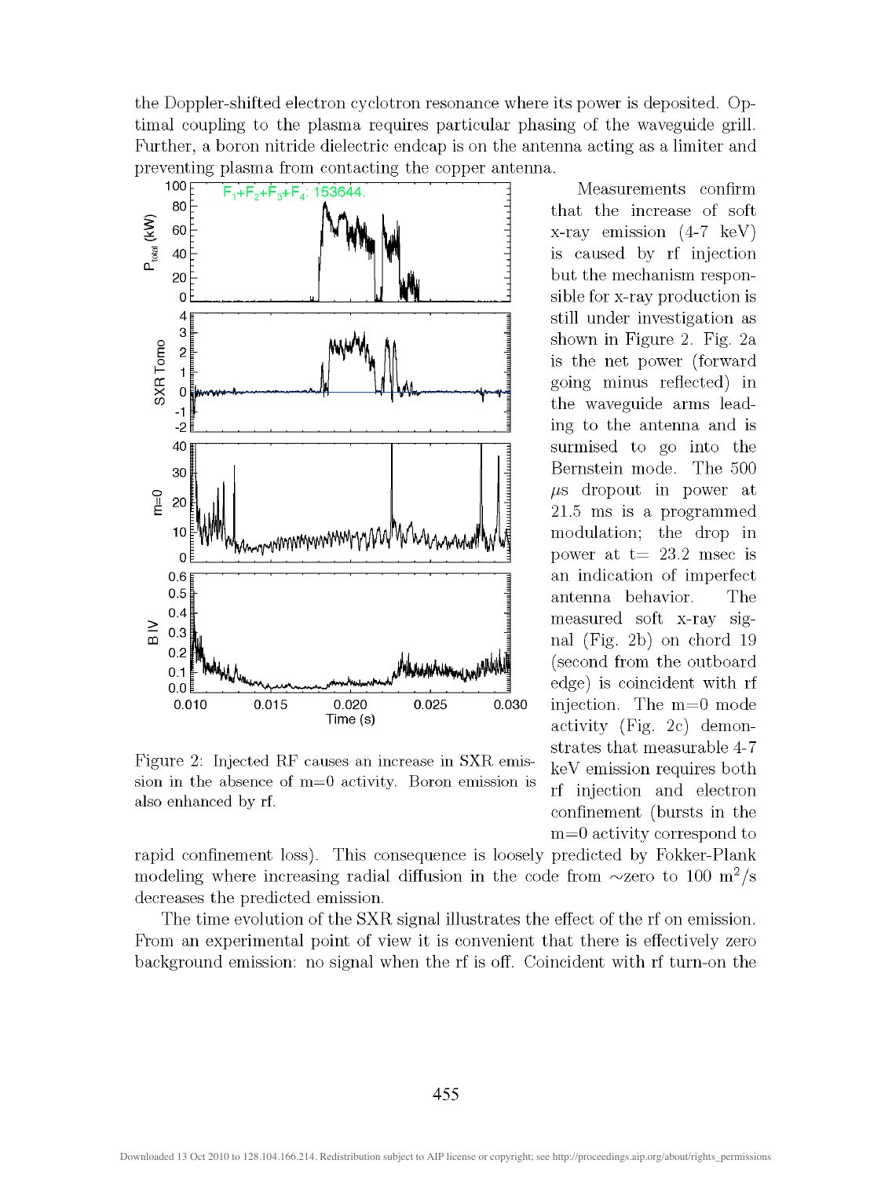the Doppler-shifted electron cyclotron resonance where its power is deposited. Optimal coupling to the plasma requires particular phasing of the waveguide grill. Further, a boron nitride dielectric endcap is on the antenna acting as a limiter and preventing plasma from contacting the copper antenna.

Measurements confirm that the increase of soft x-ray emission (4-7 keV) is caused by rf injection but the mechanism responsible for x-ray production is still under investigation as shown in Figure 2. Fig. 2a is the net power (forward going minus reflected) in the waveguide arms leading to the antenna and is surmised to go into the Bernstein mode. The 500 $\mu$s dropout in power at 21.5 ms is a programmed modulation; the drop in power at t= 23.2 msec is an indication of imperfect antenna behavior. The measured soft x-ray signal (Fig. 2b) on chord 19 (second from the outboard edge) is coincident with rf injection. The m=0 mode activity (Fig. 2c) demonstrates that measurable 4-7 keV emission requires both rf injection and electron confinement (bursts in the m=0 activity correspond to rapid confinement loss). This consequence is loosely predicted by Fokker-Plank modeling where increasing radial diffusion in the code from ~zero to 100 m$^2$/s decreases the predicted emission.

Figure 2: Injected RF causes an increase in SXR emission in the absence of m=0 activity. Boron emission is also enhanced by rf.

The time evolution of the SXR signal illustrates the effect of the rf on emission. From an experimental point of view it is convenient that there is effectively zero background emission: no signal when the rf is off. Coincident with rf turn-on the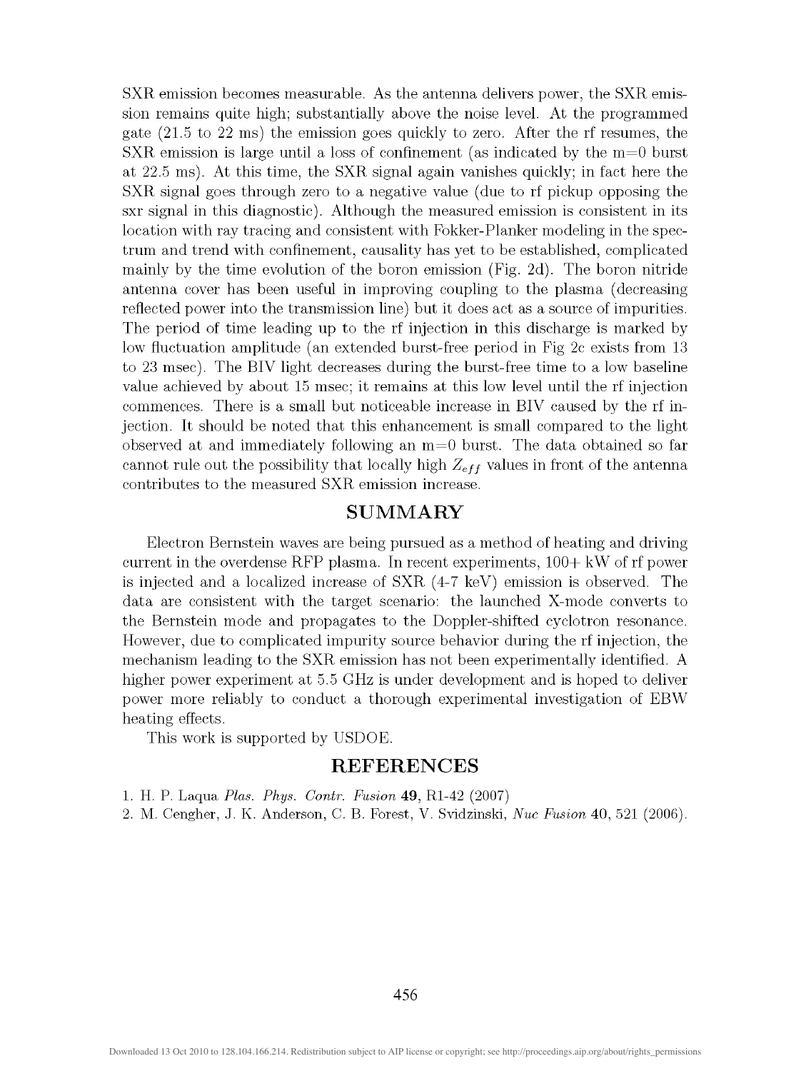SXR emission becomes measurable. As the antenna delivers power, the SXR emission remains quite high; substantially above the noise level. At the programmed gate (21.5 to 22 ms) the emission goes quickly to zero. After the rf resumes, the SXR emission is large until a loss of confinement (as indicated by the m=0 burst at 22.5 ms). At this time, the SXR signal again vanishes quickly; in fact here the SXR signal goes through zero to a negative value (due to rf pickup opposing the sxr signal in this diagnostic). Although the measured emission is consistent in its location with ray tracing and consistent with Fokker-Planker modeling in the spectrum and trend with confinement, causality has yet to be established, complicated mainly by the time evolution of the boron emission (Fig. 2d). The boron nitride antenna cover has been useful in improving coupling to the plasma (decreasing reflected power into the transmission line) but it does act as a source of impurities. The period of time leading up to the rf injection in this discharge is marked by low fluctuation amplitude (an extended burst-free period in Fig 2c exists from 13 to 23 msec). The BIV light decreases during the burst-free time to a low baseline value achieved by about 15 msec; it remains at this low level until the rf injection commences. There is a small but noticeable increase in BIV caused by the rf injection. It should be noted that this enhancement is small compared to the light observed at and immediately following an m=0 burst. The data obtained so far cannot rule out the possibility that locally high $Z_{eff}$ values in front of the antenna contributes to the measured SXR emission increase.

## SUMMARY

Electron Bernstein waves are being pursued as a method of heating and driving current in the overdense RFP plasma. In recent experiments, 100+ kW of rf power is injected and a localized increase of SXR (4-7 keV) emission is observed. The data are consistent with the target scenario: the launched X-mode converts to the Bernstein mode and propagates to the Doppler-shifted cyclotron resonance. However, due to complicated impurity source behavior during the rf injection, the mechanism leading to the SXR emission has not been experimentally identified. A higher power experiment at 5.5 GHz is under development and is hoped to deliver power more reliably to conduct a thorough experimental investigation of EBW heating effects.

This work is supported by USDOE.

## REFERENCES

1. H. P. Laqua *Plas. Phys. Contr. Fusion* **49**, R1-42 (2007)
2. M. Cengher, J. K. Anderson, C. B. Forest, V. Svidzinski, *Nuc Fusion* 40, 521 (2006).